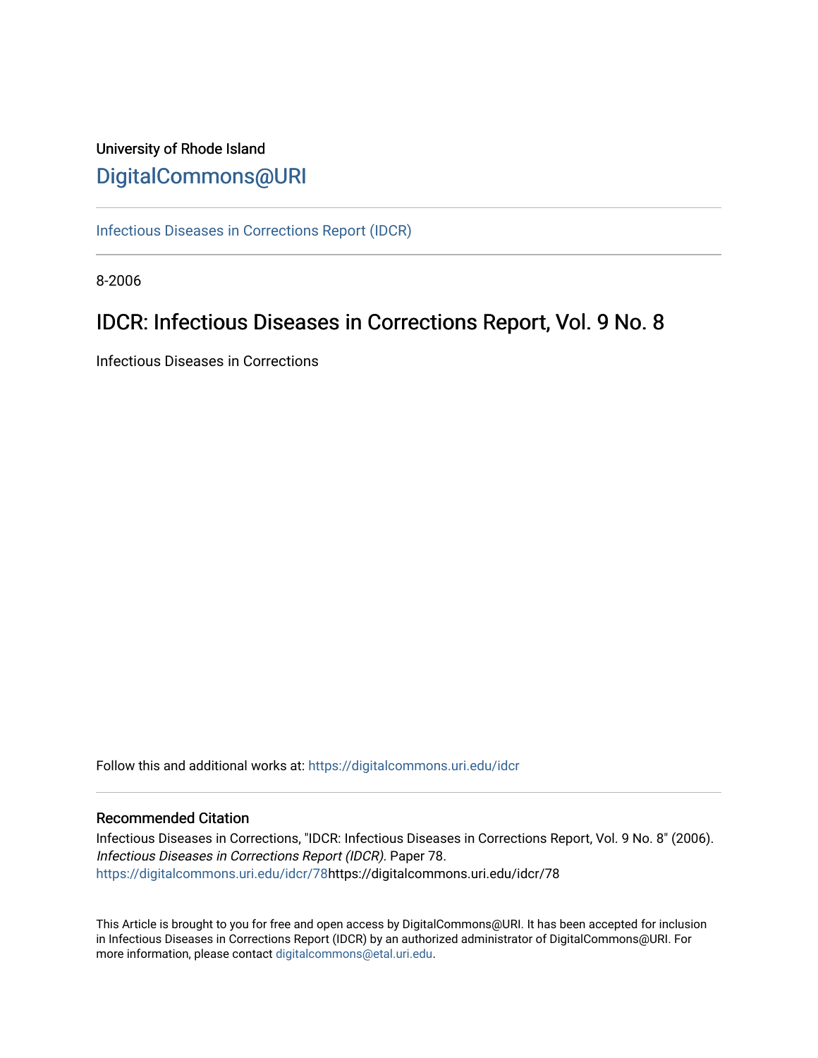University of Rhode Island

# DigitalCommons@URI

Infectious Diseases in Corrections Report (IDCR)

8-2006

## IDCR: Infectious Diseases in Corrections Report, Vol. 9 No. 8

Infectious Diseases in Corrections

Follow this and additional works at: https://digitalcommons.uri.edu/idcr

### Recommended Citation

Infectious Diseases in Corrections, "IDCR: Infectious Diseases in Corrections Report, Vol. 9 No. 8" (2006). *Infectious Diseases in Corrections Report (IDCR)*. Paper 78.
https://digitalcommons.uri.edu/idcr/78https://digitalcommons.uri.edu/idcr/78

This Article is brought to you for free and open access by DigitalCommons@URI. It has been accepted for inclusion in Infectious Diseases in Corrections Report (IDCR) by an authorized administrator of DigitalCommons@URI. For more information, please contact digitalcommons@etal.uri.edu.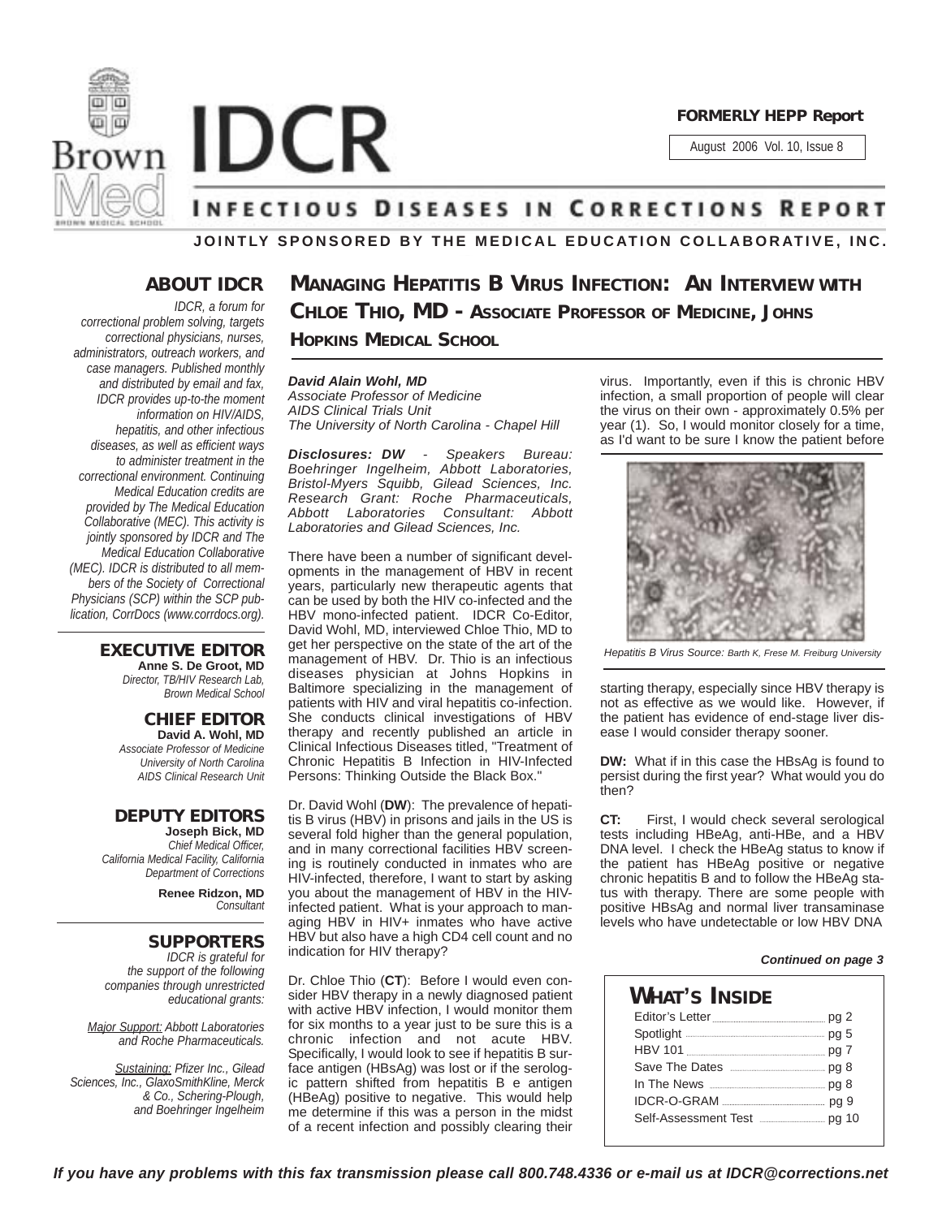# IDCR

**FORMERLY HEPP Report**

August 2006 Vol. 10, Issue 8

## INFECTIOUS DISEASES IN CORRECTIONS REPORT

**JOINTLY SPONSORED BY THE MEDICAL EDUCATION COLLABORATIVE, INC.**

### ABOUT IDCR

*IDCR, a forum for correctional problem solving, targets correctional physicians, nurses, administrators, outreach workers, and case managers. Published monthly and distributed by email and fax, IDCR provides up-to-the moment information on HIV/AIDS, hepatitis, and other infectious diseases, as well as efficient ways to administer treatment in the correctional environment. Continuing Medical Education credits are provided by The Medical Education Collaborative (MEC). This activity is jointly sponsored by IDCR and The Medical Education Collaborative (MEC). IDCR is distributed to all members of the Society of Correctional Physicians (SCP) within the SCP publication, CorrDocs (www.corrdocs.org).*

### EXECUTIVE EDITOR

**Anne S. De Groot, MD**
*Director, TB/HIV Research Lab, Brown Medical School*

### CHIEF EDITOR

**David A. Wohl, MD**
*Associate Professor of Medicine*
*University of North Carolina*
*AIDS Clinical Research Unit*

### DEPUTY EDITORS

**Joseph Bick, MD**
*Chief Medical Officer, California Medical Facility, California Department of Corrections*

**Renee Ridzon, MD**
*Consultant*

### SUPPORTERS

*IDCR is grateful for the support of the following companies through unrestricted educational grants:*

*Major Support: Abbott Laboratories and Roche Pharmaceuticals.*

*Sustaining: Pfizer Inc., Gilead Sciences, Inc., GlaxoSmithKline, Merck & Co., Schering-Plough, and Boehringer Ingelheim*

## MANAGING HEPATITIS B VIRUS INFECTION: AN INTERVIEW WITH CHLOE THIO, MD - ASSOCIATE PROFESSOR OF MEDICINE, JOHNS HOPKINS MEDICAL SCHOOL

***David Alain Wohl, MD***
*Associate Professor of Medicine*
*AIDS Clinical Trials Unit*
*The University of North Carolina - Chapel Hill*

***Disclosures: DW** - Speakers Bureau: Boehringer Ingelheim, Abbott Laboratories, Bristol-Myers Squibb, Gilead Sciences, Inc. Research Grant: Roche Pharmaceuticals, Abbott Laboratories Consultant: Abbott Laboratories and Gilead Sciences, Inc.*

There have been a number of significant developments in the management of HBV in recent years, particularly new therapeutic agents that can be used by both the HIV co-infected and the HBV mono-infected patient. IDCR Co-Editor, David Wohl, MD, interviewed Chloe Thio, MD to get her perspective on the state of the art of the management of HBV. Dr. Thio is an infectious diseases physician at Johns Hopkins in Baltimore specializing in the management of patients with HIV and viral hepatitis co-infection. She conducts clinical investigations of HBV therapy and recently published an article in Clinical Infectious Diseases titled, "Treatment of Chronic Hepatitis B Infection in HIV-Infected Persons: Thinking Outside the Black Box."

Dr. David Wohl (**DW**): The prevalence of hepatitis B virus (HBV) in prisons and jails in the US is several fold higher than the general population, and in many correctional facilities HBV screening is routinely conducted in inmates who are HIV-infected, therefore, I want to start by asking you about the management of HBV in the HIV-infected patient. What is your approach to managing HBV in HIV+ inmates who have active HBV but also have a high CD4 cell count and no indication for HIV therapy?

Dr. Chloe Thio (**CT**): Before I would even consider HBV therapy in a newly diagnosed patient with active HBV infection, I would monitor them for six months to a year just to be sure this is a chronic infection and not acute HBV. Specifically, I would look to see if hepatitis B surface antigen (HBsAg) was lost or if the serologic pattern shifted from hepatitis B e antigen (HBeAg) positive to negative. This would help me determine if this was a person in the midst of a recent infection and possibly clearing their virus. Importantly, even if this is chronic HBV infection, a small proportion of people will clear the virus on their own - approximately 0.5% per year (1). So, I would monitor closely for a time, as I'd want to be sure I know the patient before starting therapy, especially since HBV therapy is not as effective as we would like. However, if the patient has evidence of end-stage liver disease I would consider therapy sooner.

*Hepatitis B Virus Source: Barth K, Frese M. Freiburg University*

**DW:** What if in this case the HBsAg is found to persist during the first year? What would you do then?

**CT:** First, I would check several serological tests including HBeAg, anti-HBe, and a HBV DNA level. I check the HBeAg status to know if the patient has HBeAg positive or negative chronic hepatitis B and to follow the HBeAg status with therapy. There are some people with positive HBsAg and normal liver transaminase levels who have undetectable or low HBV DNA

***Continued on page 3***

### WHAT'S INSIDE

| | |
|---|---|
| Editor's Letter | pg 2 |
| Spotlight | pg 5 |
| HBV 101 | pg 7 |
| Save The Dates | pg 8 |
| In The News | pg 8 |
| IDCR-O-GRAM | pg 9 |
| Self-Assessment Test | pg 10 |

***If you have any problems with this fax transmission please call 800.748.4336 or e-mail us at IDCR@corrections.net***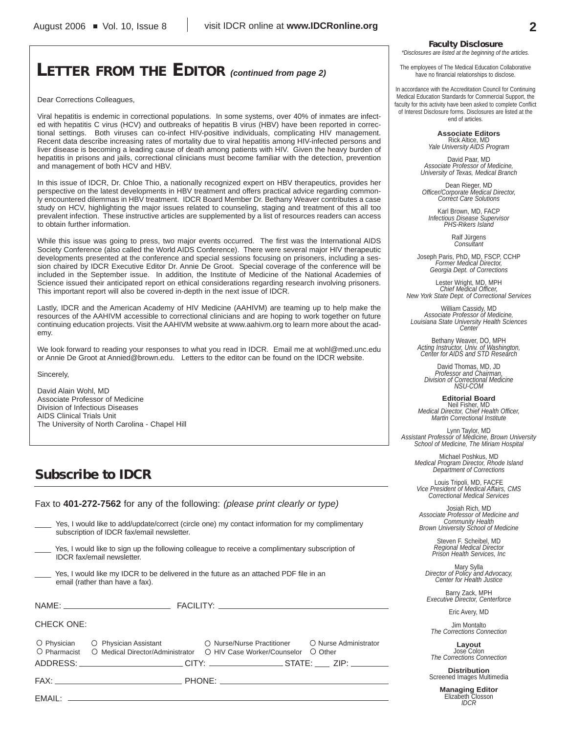# LETTER FROM THE EDITOR *(continued from page 2)*

Dear Corrections Colleagues,

Viral hepatitis is endemic in correctional populations. In some systems, over 40% of inmates are infected with hepatitis C virus (HCV) and outbreaks of hepatitis B virus (HBV) have been reported in correctional settings. Both viruses can co-infect HIV-positive individuals, complicating HIV management. Recent data describe increasing rates of mortality due to viral hepatitis among HIV-infected persons and liver disease is becoming a leading cause of death among patients with HIV. Given the heavy burden of hepatitis in prisons and jails, correctional clinicians must become familiar with the detection, prevention and management of both HCV and HBV.

In this issue of IDCR, Dr. Chloe Thio, a nationally recognized expert on HBV therapeutics, provides her perspective on the latest developments in HBV treatment and offers practical advice regarding commonly encountered dilemmas in HBV treatment. IDCR Board Member Dr. Bethany Weaver contributes a case study on HCV, highlighting the major issues related to counseling, staging and treatment of this all too prevalent infection. These instructive articles are supplemented by a list of resources readers can access to obtain further information.

While this issue was going to press, two major events occurred. The first was the International AIDS Society Conference (also called the World AIDS Conference). There were several major HIV therapeutic developments presented at the conference and special sessions focusing on prisoners, including a session chaired by IDCR Executive Editor Dr. Annie De Groot. Special coverage of the conference will be included in the September issue. In addition, the Institute of Medicine of the National Academies of Science issued their anticipated report on ethical considerations regarding research involving prisoners. This important report will also be covered in-depth in the next issue of IDCR.

Lastly, IDCR and the American Academy of HIV Medicine (AAHIVM) are teaming up to help make the resources of the AAHIVM accessible to correctional clinicians and are hoping to work together on future continuing education projects. Visit the AAHIVM website at www.aahivm.org to learn more about the academy.

We look forward to reading your responses to what you read in IDCR. Email me at wohl@med.unc.edu or Annie De Groot at Annied@brown.edu. Letters to the editor can be found on the IDCR website.

Sincerely,

David Alain Wohl, MD
Associate Professor of Medicine
Division of Infectious Diseases
AIDS Clinical Trials Unit
The University of North Carolina - Chapel Hill

## Subscribe to IDCR

Fax to **401-272-7562** for any of the following: *(please print clearly or type)*

____ Yes, I would like to add/update/correct (circle one) my contact information for my complimentary subscription of IDCR fax/email newsletter.

____ Yes, I would like to sign up the following colleague to receive a complimentary subscription of IDCR fax/email newsletter.

____ Yes, I would like my IDCR to be delivered in the future as an attached PDF file in an email (rather than have a fax).

NAME: ____________________ FACILITY: ______________________________

CHECK ONE:

○ Physician ○ Physician Assistant ○ Nurse/Nurse Practitioner ○ Nurse Administrator
○ Pharmacist ○ Medical Director/Administrator ○ HIV Case Worker/Counselor ○ Other

ADDRESS: ____________________ CITY: ______________ STATE: ___ ZIP: _______

FAX: ______________________ PHONE: ______________________________

EMAIL: ______________________________________________________________

**Faculty Disclosure**
*\*Disclosures are listed at the beginning of the articles.*

The employees of The Medical Education Collaborative have no financial relationships to disclose.

In accordance with the Accreditation Council for Continuing Medical Education Standards for Commercial Support, the faculty for this activity have been asked to complete Conflict of Interest Disclosure forms. Disclosures are listed at the end of articles.

**Associate Editors**

Rick Altice, MD
*Yale University AIDS Program*

David Paar, MD
*Associate Professor of Medicine, University of Texas, Medical Branch*

Dean Rieger, MD
*Officer/Corporate Medical Director, Correct Care Solutions*

Karl Brown, MD, FACP
*Infectious Disease Supervisor PHS-Rikers Island*

Ralf Jürgens
*Consultant*

Joseph Paris, PhD, MD, FSCP, CCHP
*Former Medical Director, Georgia Dept. of Corrections*

Lester Wright, MD, MPH
*Chief Medical Officer, New York State Dept. of Correctional Services*

William Cassidy, MD
*Associate Professor of Medicine, Louisiana State University Health Sciences Center*

Bethany Weaver, DO, MPH
*Acting Instructor, Univ. of Washington, Center for AIDS and STD Research*

David Thomas, MD, JD
*Professor and Chairman, Division of Correctional Medicine NSU-COM*

**Editorial Board**

Neil Fisher, MD
*Medical Director, Chief Health Officer, Martin Correctional Institute*

Lynn Taylor, MD
*Assistant Professor of Medicine, Brown University School of Medicine, The Miriam Hospital*

Michael Poshkus, MD
*Medical Program Director, Rhode Island Department of Corrections*

Louis Tripoli, MD, FACFE
*Vice President of Medical Affairs, CMS Correctional Medical Services*

Josiah Rich, MD
*Associate Professor of Medicine and Community Health Brown University School of Medicine*

Steven F. Scheibel, MD
*Regional Medical Director Prison Health Services, Inc*

Mary Sylla
*Director of Policy and Advocacy, Center for Health Justice*

Barry Zack, MPH
*Executive Director, Centerforce*

Eric Avery, MD

Jim Montalto
*The Corrections Connection*

**Layout**

Jose Colon
*The Corrections Connection*

**Distribution**

Screened Images Multimedia

**Managing Editor**

Elizabeth Closson
*IDCR*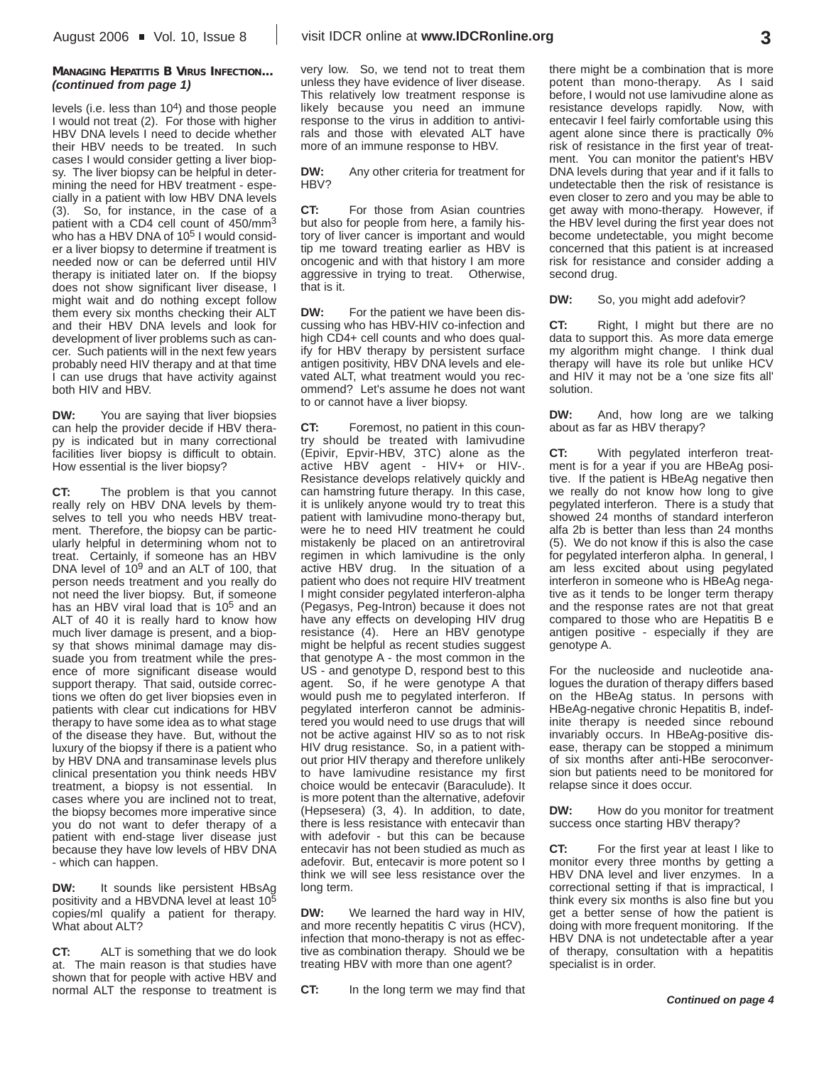**MANAGING HEPATITIS B VIRUS INFECTION...** ***(continued from page 1)***

levels (i.e. less than $10^4$) and those people I would not treat (2). For those with higher HBV DNA levels I need to decide whether their HBV needs to be treated. In such cases I would consider getting a liver biopsy. The liver biopsy can be helpful in determining the need for HBV treatment - especially in a patient with low HBV DNA levels (3). So, for instance, in the case of a patient with a CD4 cell count of 450/$mm^3$ who has a HBV DNA of $10^5$ I would consider a liver biopsy to determine if treatment is needed now or can be deferred until HIV therapy is initiated later on. If the biopsy does not show significant liver disease, I might wait and do nothing except follow them every six months checking their ALT and their HBV DNA levels and look for development of liver problems such as cancer. Such patients will in the next few years probably need HIV therapy and at that time I can use drugs that have activity against both HIV and HBV.

**DW:** You are saying that liver biopsies can help the provider decide if HBV therapy is indicated but in many correctional facilities liver biopsy is difficult to obtain. How essential is the liver biopsy?

**CT:** The problem is that you cannot really rely on HBV DNA levels by themselves to tell you who needs HBV treatment. Therefore, the biopsy can be particularly helpful in determining whom not to treat. Certainly, if someone has an HBV DNA level of $10^9$ and an ALT of 100, that person needs treatment and you really do not need the liver biopsy. But, if someone has an HBV viral load that is $10^5$ and an ALT of 40 it is really hard to know how much liver damage is present, and a biopsy that shows minimal damage may dissuade you from treatment while the presence of more significant disease would support therapy. That said, outside corrections we often do get liver biopsies even in patients with clear cut indications for HBV therapy to have some idea as to what stage of the disease they have. But, without the luxury of the biopsy if there is a patient who by HBV DNA and transaminase levels plus clinical presentation you think needs HBV treatment, a biopsy is not essential. In cases where you are inclined not to treat, the biopsy becomes more imperative since you do not want to defer therapy of a patient with end-stage liver disease just because they have low levels of HBV DNA - which can happen.

**DW:** It sounds like persistent HBsAg positivity and a HBVDNA level at least $10^5$ copies/ml qualify a patient for therapy. What about ALT?

**CT:** ALT is something that we do look at. The main reason is that studies have shown that for people with active HBV and normal ALT the response to treatment is very low. So, we tend not to treat them unless they have evidence of liver disease. This relatively low treatment response is likely because you need an immune response to the virus in addition to antivirals and those with elevated ALT have more of an immune response to HBV.

**DW:** Any other criteria for treatment for HBV?

**CT:** For those from Asian countries but also for people from here, a family history of liver cancer is important and would tip me toward treating earlier as HBV is oncogenic and with that history I am more aggressive in trying to treat. Otherwise, that is it.

**DW:** For the patient we have been discussing who has HBV-HIV co-infection and high CD4+ cell counts and who does qualify for HBV therapy by persistent surface antigen positivity, HBV DNA levels and elevated ALT, what treatment would you recommend? Let's assume he does not want to or cannot have a liver biopsy.

**CT:** Foremost, no patient in this country should be treated with lamivudine (Epivir, Epvir-HBV, 3TC) alone as the active HBV agent - HIV+ or HIV-. Resistance develops relatively quickly and can hamstring future therapy. In this case, it is unlikely anyone would try to treat this patient with lamivudine mono-therapy but, were he to need HIV treatment he could mistakenly be placed on an antiretroviral regimen in which lamivudine is the only active HBV drug. In the situation of a patient who does not require HIV treatment I might consider pegylated interferon-alpha (Pegasys, Peg-Intron) because it does not have any effects on developing HIV drug resistance (4). Here an HBV genotype might be helpful as recent studies suggest that genotype A - the most common in the US - and genotype D, respond best to this agent. So, if he were genotype A that would push me to pegylated interferon. If pegylated interferon cannot be administered you would need to use drugs that will not be active against HIV so as to not risk HIV drug resistance. So, in a patient without prior HIV therapy and therefore unlikely to have lamivudine resistance my first choice would be entecavir (Baraculude). It is more potent than the alternative, adefovir (Hepsesera) (3, 4). In addition, to date, there is less resistance with entecavir than with adefovir - but this can be because entecavir has not been studied as much as adefovir. But, entecavir is more potent so I think we will see less resistance over the long term.

**DW:** We learned the hard way in HIV, and more recently hepatitis C virus (HCV), infection that mono-therapy is not as effective as combination therapy. Should we be treating HBV with more than one agent?

**CT:** In the long term we may find that there might be a combination that is more potent than mono-therapy. As I said before, I would not use lamivudine alone as resistance develops rapidly. Now, with entecavir I feel fairly comfortable using this agent alone since there is practically 0% risk of resistance in the first year of treatment. You can monitor the patient's HBV DNA levels during that year and if it falls to undetectable then the risk of resistance is even closer to zero and you may be able to get away with mono-therapy. However, if the HBV level during the first year does not become undetectable, you might become concerned that this patient is at increased risk for resistance and consider adding a second drug.

**DW:** So, you might add adefovir?

**CT:** Right, I might but there are no data to support this. As more data emerge my algorithm might change. I think dual therapy will have its role but unlike HCV and HIV it may not be a 'one size fits all' solution.

**DW:** And, how long are we talking about as far as HBV therapy?

**CT:** With pegylated interferon treatment is for a year if you are HBeAg positive. If the patient is HBeAg negative then we really do not know how long to give pegylated interferon. There is a study that showed 24 months of standard interferon alfa 2b is better than less than 24 months (5). We do not know if this is also the case for pegylated interferon alpha. In general, I am less excited about using pegylated interferon in someone who is HBeAg negative as it tends to be longer term therapy and the response rates are not that great compared to those who are Hepatitis B e antigen positive - especially if they are genotype A.

For the nucleoside and nucleotide analogues the duration of therapy differs based on the HBeAg status. In persons with HBeAg-negative chronic Hepatitis B, indefinite therapy is needed since rebound invariably occurs. In HBeAg-positive disease, therapy can be stopped a minimum of six months after anti-HBe seroconversion but patients need to be monitored for relapse since it does occur.

**DW:** How do you monitor for treatment success once starting HBV therapy?

**CT:** For the first year at least I like to monitor every three months by getting a HBV DNA level and liver enzymes. In a correctional setting if that is impractical, I think every six months is also fine but you get a better sense of how the patient is doing with more frequent monitoring. If the HBV DNA is not undetectable after a year of therapy, consultation with a hepatitis specialist is in order.

***Continued on page 4***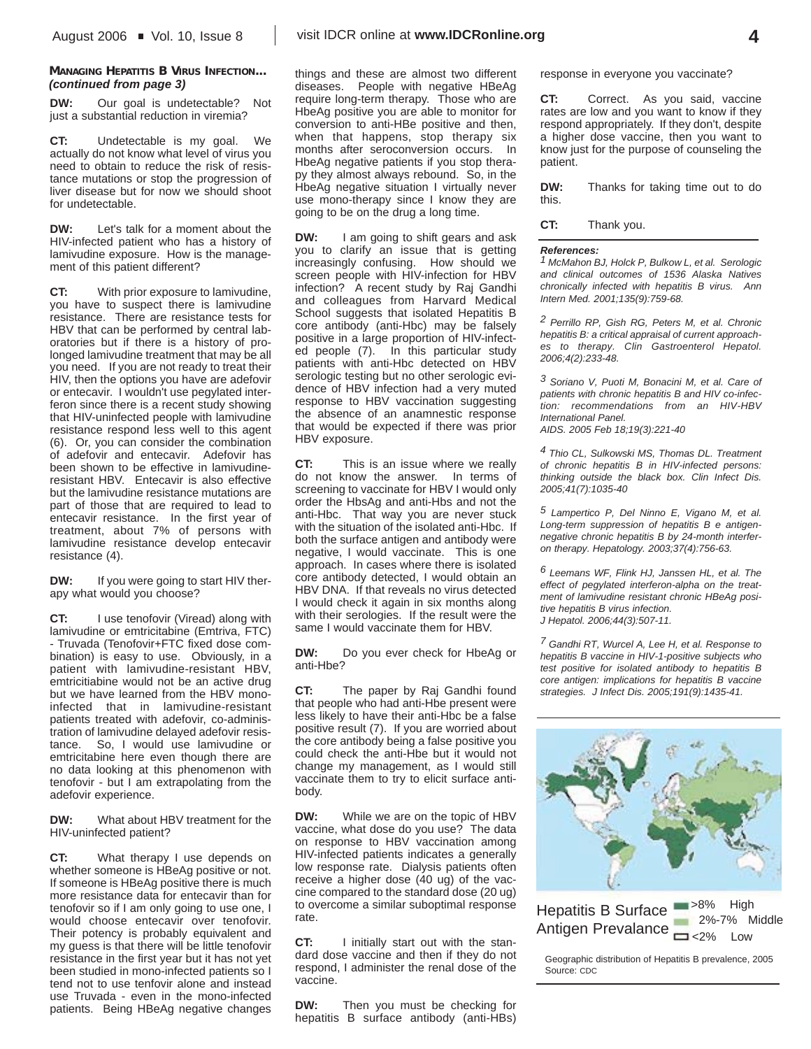**MANAGING HEPATITIS B VIRUS INFECTION...** ***(continued from page 3)***

**DW:** Our goal is undetectable? Not just a substantial reduction in viremia?

**CT:** Undetectable is my goal. We actually do not know what level of virus you need to obtain to reduce the risk of resistance mutations or stop the progression of liver disease but for now we should shoot for undetectable.

**DW:** Let's talk for a moment about the HIV-infected patient who has a history of lamivudine exposure. How is the management of this patient different?

**CT:** With prior exposure to lamivudine, you have to suspect there is lamivudine resistance. There are resistance tests for HBV that can be performed by central laboratories but if there is a history of prolonged lamivudine treatment that may be all you need. If you are not ready to treat their HIV, then the options you have are adefovir or entecavir. I wouldn't use pegylated interferon since there is a recent study showing that HIV-uninfected people with lamivudine resistance respond less well to this agent (6). Or, you can consider the combination of adefovir and entecavir. Adefovir has been shown to be effective in lamivudine-resistant HBV. Entecavir is also effective but the lamivudine resistance mutations are part of those that are required to lead to entecavir resistance. In the first year of treatment, about 7% of persons with lamivudine resistance develop entecavir resistance (4).

**DW:** If you were going to start HIV therapy what would you choose?

**CT:** I use tenofovir (Viread) along with lamivudine or emtricitabine (Emtriva, FTC) - Truvada (Tenofovir+FTC fixed dose combination) is easy to use. Obviously, in a patient with lamivudine-resistant HBV, emtricitiabine would not be an active drug but we have learned from the HBV mono-infected that in lamivudine-resistant patients treated with adefovir, co-administration of lamivudine delayed adefovir resistance. So, I would use lamivudine or emtricitabine here even though there are no data looking at this phenomenon with tenofovir - but I am extrapolating from the adefovir experience.

**DW:** What about HBV treatment for the HIV-uninfected patient?

**CT:** What therapy I use depends on whether someone is HBeAg positive or not. If someone is HBeAg positive there is much more resistance data for entecavir than for tenofovir so if I am only going to use one, I would choose entecavir over tenofovir. Their potency is probably equivalent and my guess is that there will be little tenofovir resistance in the first year but it has not yet been studied in mono-infected patients so I tend not to use tenfovir alone and instead use Truvada - even in the mono-infected patients. Being HBeAg negative changes things and these are almost two different diseases. People with negative HBeAg require long-term therapy. Those who are HbeAg positive you are able to monitor for conversion to anti-HBe positive and then, when that happens, stop therapy six months after seroconversion occurs. In HbeAg negative patients if you stop therapy they almost always rebound. So, in the HbeAg negative situation I virtually never use mono-therapy since I know they are going to be on the drug a long time.

**DW:** I am going to shift gears and ask you to clarify an issue that is getting increasingly confusing. How should we screen people with HIV-infection for HBV infection? A recent study by Raj Gandhi and colleagues from Harvard Medical School suggests that isolated Hepatitis B core antibody (anti-Hbc) may be falsely positive in a large proportion of HIV-infected people (7). In this particular study patients with anti-Hbc detected on HBV serologic testing but no other serologic evidence of HBV infection had a very muted response to HBV vaccination suggesting the absence of an anamnestic response that would be expected if there was prior HBV exposure.

**CT:** This is an issue where we really do not know the answer. In terms of screening to vaccinate for HBV I would only order the HbsAg and anti-Hbs and not the anti-Hbc. That way you are never stuck with the situation of the isolated anti-Hbc. If both the surface antigen and antibody were negative, I would vaccinate. This is one approach. In cases where there is isolated core antibody detected, I would obtain an HBV DNA. If that reveals no virus detected I would check it again in six months along with their serologies. If the result were the same I would vaccinate them for HBV.

**DW:** Do you ever check for HbeAg or anti-Hbe?

**CT:** The paper by Raj Gandhi found that people who had anti-Hbe present were less likely to have their anti-Hbc be a false positive result (7). If you are worried about the core antibody being a false positive you could check the anti-Hbe but it would not change my management, as I would still vaccinate them to try to elicit surface antibody.

**DW:** While we are on the topic of HBV vaccine, what dose do you use? The data on response to HBV vaccination among HIV-infected patients indicates a generally low response rate. Dialysis patients often receive a higher dose (40 ug) of the vaccine compared to the standard dose (20 ug) to overcome a similar suboptimal response rate.

**CT:** I initially start out with the standard dose vaccine and then if they do not respond, I administer the renal dose of the vaccine.

**DW:** Then you must be checking for hepatitis B surface antibody (anti-HBs) response in everyone you vaccinate?

**CT:** Correct. As you said, vaccine rates are low and you want to know if they respond appropriately. If they don't, despite a higher dose vaccine, then you want to know just for the purpose of counseling the patient.

**DW:** Thanks for taking time out to do this.

**CT:** Thank you.

***References:***

1. *McMahon BJ, Holck P, Bulkow L, et al. Serologic and clinical outcomes of 1536 Alaska Natives chronically infected with hepatitis B virus. Ann Intern Med. 2001;135(9):759-68.*

2. *Perrillo RP, Gish RG, Peters M, et al. Chronic hepatitis B: a critical appraisal of current approaches to therapy. Clin Gastroenterol Hepatol. 2006;4(2):233-48.*

3. *Soriano V, Puoti M, Bonacini M, et al. Care of patients with chronic hepatitis B and HIV co-infection: recommendations from an HIV-HBV International Panel. AIDS. 2005 Feb 18;19(3):221-40*

4. *Thio CL, Sulkowski MS, Thomas DL. Treatment of chronic hepatitis B in HIV-infected persons: thinking outside the black box. Clin Infect Dis. 2005;41(7):1035-40*

5. *Lampertico P, Del Ninno E, Vigano M, et al. Long-term suppression of hepatitis B e antigen-negative chronic hepatitis B by 24-month interferon therapy. Hepatology. 2003;37(4):756-63.*

6. *Leemans WF, Flink HJ, Janssen HL, et al. The effect of pegylated interferon-alpha on the treatment of lamivudine resistant chronic HBeAg positive hepatitis B virus infection. J Hepatol. 2006;44(3):507-11.*

7. *Gandhi RT, Wurcel A, Lee H, et al. Response to hepatitis B vaccine in HIV-1-positive subjects who test positive for isolated antibody to hepatitis B core antigen: implications for hepatitis B vaccine strategies. J Infect Dis. 2005;191(9):1435-41.*

Hepatitis B Surface Antigen Prevalance: >8% High; 2%-7% Middle; <2% Low

Geographic distribution of Hepatitis B prevalence, 2005
Source: CDC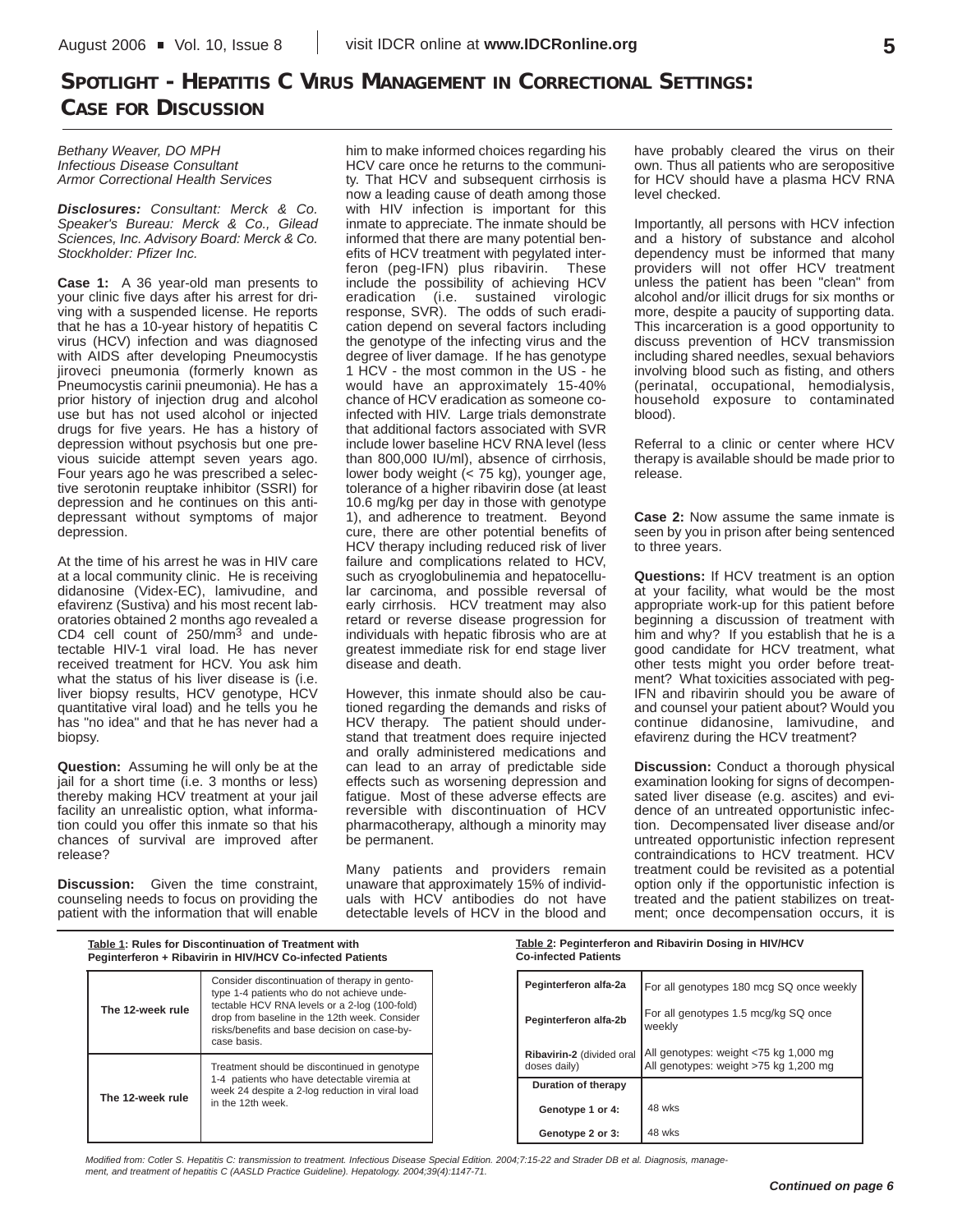# SPOTLIGHT - HEPATITIS C VIRUS MANAGEMENT IN CORRECTIONAL SETTINGS: CASE FOR DISCUSSION

*Bethany Weaver, DO MPH*
*Infectious Disease Consultant*
*Armor Correctional Health Services*

***Disclosures:*** *Consultant: Merck & Co. Speaker's Bureau: Merck & Co., Gilead Sciences, Inc. Advisory Board: Merck & Co. Stockholder: Pfizer Inc.*

**Case 1:** A 36 year-old man presents to your clinic five days after his arrest for driving with a suspended license. He reports that he has a 10-year history of hepatitis C virus (HCV) infection and was diagnosed with AIDS after developing Pneumocystis jiroveci pneumonia (formerly known as Pneumocystis carinii pneumonia). He has a prior history of injection drug and alcohol use but has not used alcohol or injected drugs for five years. He has a history of depression without psychosis but one previous suicide attempt seven years ago. Four years ago he was prescribed a selective serotonin reuptake inhibitor (SSRI) for depression and he continues on this antidepressant without symptoms of major depression.

At the time of his arrest he was in HIV care at a local community clinic. He is receiving didanosine (Videx-EC), lamivudine, and efavirenz (Sustiva) and his most recent laboratories obtained 2 months ago revealed a CD4 cell count of 250/mm$^3$ and undetectable HIV-1 viral load. He has never received treatment for HCV. You ask him what the status of his liver disease is (i.e. liver biopsy results, HCV genotype, HCV quantitative viral load) and he tells you he has "no idea" and that he has never had a biopsy.

**Question:** Assuming he will only be at the jail for a short time (i.e. 3 months or less) thereby making HCV treatment at your jail facility an unrealistic option, what information could you offer this inmate so that his chances of survival are improved after release?

**Discussion:** Given the time constraint, counseling needs to focus on providing the patient with the information that will enable him to make informed choices regarding his HCV care once he returns to the community. That HCV and subsequent cirrhosis is now a leading cause of death among those with HIV infection is important for this inmate to appreciate. The inmate should be informed that there are many potential benefits of HCV treatment with pegylated interferon (peg-IFN) plus ribavirin. These include the possibility of achieving HCV eradication (i.e. sustained virologic response, SVR). The odds of such eradication depend on several factors including the genotype of the infecting virus and the degree of liver damage. If he has genotype 1 HCV - the most common in the US - he would have an approximately 15-40% chance of HCV eradication as someone co-infected with HIV. Large trials demonstrate that additional factors associated with SVR include lower baseline HCV RNA level (less than 800,000 IU/ml), absence of cirrhosis, lower body weight (< 75 kg), younger age, tolerance of a higher ribavirin dose (at least 10.6 mg/kg per day in those with genotype 1), and adherence to treatment. Beyond cure, there are other potential benefits of HCV therapy including reduced risk of liver failure and complications related to HCV, such as cryoglobulinemia and hepatocellular carcinoma, and possible reversal of early cirrhosis. HCV treatment may also retard or reverse disease progression for individuals with hepatic fibrosis who are at greatest immediate risk for end stage liver disease and death.

However, this inmate should also be cautioned regarding the demands and risks of HCV therapy. The patient should understand that treatment does require injected and orally administered medications and can lead to an array of predictable side effects such as worsening depression and fatigue. Most of these adverse effects are reversible with discontinuation of HCV pharmacotherapy, although a minority may be permanent.

Many patients and providers remain unaware that approximately 15% of individuals with HCV antibodies do not have detectable levels of HCV in the blood and have probably cleared the virus on their own. Thus all patients who are seropositive for HCV should have a plasma HCV RNA level checked.

Importantly, all persons with HCV infection and a history of substance and alcohol dependency must be informed that many providers will not offer HCV treatment unless the patient has been "clean" from alcohol and/or illicit drugs for six months or more, despite a paucity of supporting data. This incarceration is a good opportunity to discuss prevention of HCV transmission including shared needles, sexual behaviors involving blood such as fisting, and others (perinatal, occupational, hemodialysis, household exposure to contaminated blood).

Referral to a clinic or center where HCV therapy is available should be made prior to release.

**Case 2:** Now assume the same inmate is seen by you in prison after being sentenced to three years.

**Questions:** If HCV treatment is an option at your facility, what would be the most appropriate work-up for this patient before beginning a discussion of treatment with him and why? If you establish that he is a good candidate for HCV treatment, what other tests might you order before treatment? What toxicities associated with peg-IFN and ribavirin should you be aware of and counsel your patient about? Would you continue didanosine, lamivudine, and efavirenz during the HCV treatment?

**Discussion:** Conduct a thorough physical examination looking for signs of decompensated liver disease (e.g. ascites) and evidence of an untreated opportunistic infection. Decompensated liver disease and/or untreated opportunistic infection represent contraindications to HCV treatment. HCV treatment could be revisited as a potential option only if the opportunistic infection is treated and the patient stabilizes on treatment; once decompensation occurs, it is

**Table 1: Rules for Discontinuation of Treatment with Peginterferon + Ribavirin in HIV/HCV Co-infected Patients**

| | |
|---|---|
| The 12-week rule | Consider discontinuation of therapy in genotype 1-4 patients who do not achieve undetectable HCV RNA levels or a 2-log (100-fold) drop from baseline in the 12th week. Consider risks/benefits and base decision on case-by-case basis. |
| The 12-week rule | Treatment should be discontinued in genotype 1-4 patients who have detectable viremia at week 24 despite a 2-log reduction in viral load in the 12th week. |

**Table 2: Peginterferon and Ribavirin Dosing in HIV/HCV Co-infected Patients**

| | |
|---|---|
| Peginterferon alfa-2a | For all genotypes 180 mcg SQ once weekly |
| Peginterferon alfa-2b | For all genotypes 1.5 mcg/kg SQ once weekly |
| Ribavirin-2 (divided oral doses daily) | All genotypes: weight <75 kg 1,000 mg<br>All genotypes: weight >75 kg 1,200 mg |
| **Duration of therapy** | |
| Genotype 1 or 4: | 48 wks |
| Genotype 2 or 3: | 48 wks |

*Modified from: Cotler S. Hepatitis C: transmission to treatment. Infectious Disease Special Edition. 2004;7:15-22 and Strader DB et al. Diagnosis, management, and treatment of hepatitis C (AASLD Practice Guideline). Hepatology. 2004;39(4):1147-71.*

***Continued on page 6***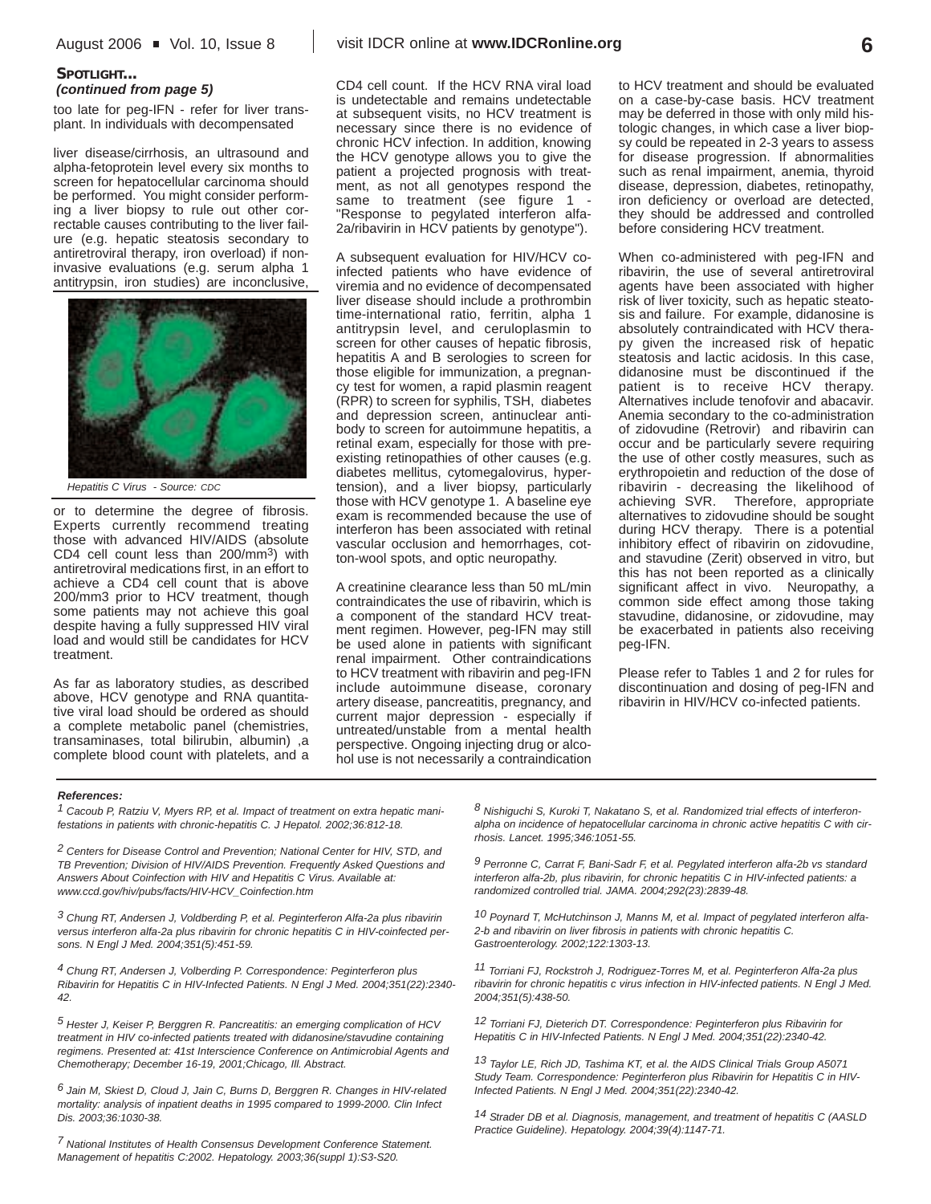**SPOTLIGHT...**
***(continued from page 5)***

too late for peg-IFN - refer for liver transplant. In individuals with decompensated liver disease/cirrhosis, an ultrasound and alpha-fetoprotein level every six months to screen for hepatocellular carcinoma should be performed. You might consider performing a liver biopsy to rule out other correctable causes contributing to the liver failure (e.g. hepatic steatosis secondary to antiretroviral therapy, iron overload) if noninvasive evaluations (e.g. serum alpha 1 antitrypsin, iron studies) are inconclusive, or to determine the degree of fibrosis. Experts currently recommend treating those with advanced HIV/AIDS (absolute CD4 cell count less than 200/mm$^3$) with antiretroviral medications first, in an effort to achieve a CD4 cell count that is above 200/mm3 prior to HCV treatment, though some patients may not achieve this goal despite having a fully suppressed HIV viral load and would still be candidates for HCV treatment.

*Hepatitis C Virus - Source: CDC*

As far as laboratory studies, as described above, HCV genotype and RNA quantitative viral load should be ordered as should a complete metabolic panel (chemistries, transaminases, total bilirubin, albumin) ,a complete blood count with platelets, and a CD4 cell count. If the HCV RNA viral load is undetectable and remains undetectable at subsequent visits, no HCV treatment is necessary since there is no evidence of chronic HCV infection. In addition, knowing the HCV genotype allows you to give the patient a projected prognosis with treatment, as not all genotypes respond the same to treatment (see figure 1 - "Response to pegylated interferon alfa-2a/ribavirin in HCV patients by genotype").

A subsequent evaluation for HIV/HCV co-infected patients who have evidence of viremia and no evidence of decompensated liver disease should include a prothrombin time-international ratio, ferritin, alpha 1 antitrypsin level, and ceruloplasmin to screen for other causes of hepatic fibrosis, hepatitis A and B serologies to screen for those eligible for immunization, a pregnancy test for women, a rapid plasmin reagent (RPR) to screen for syphilis, TSH, diabetes and depression screen, antinuclear antibody to screen for autoimmune hepatitis, a retinal exam, especially for those with pre-existing retinopathies of other causes (e.g. diabetes mellitus, cytomegalovirus, hypertension), and a liver biopsy, particularly those with HCV genotype 1. A baseline eye exam is recommended because the use of interferon has been associated with retinal vascular occlusion and hemorrhages, cotton-wool spots, and optic neuropathy.

A creatinine clearance less than 50 mL/min contraindicates the use of ribavirin, which is a component of the standard HCV treatment regimen. However, peg-IFN may still be used alone in patients with significant renal impairment. Other contraindications to HCV treatment with ribavirin and peg-IFN include autoimmune disease, coronary artery disease, pancreatitis, pregnancy, and current major depression - especially if untreated/unstable from a mental health perspective. Ongoing injecting drug or alcohol use is not necessarily a contraindication to HCV treatment and should be evaluated on a case-by-case basis. HCV treatment may be deferred in those with only mild histologic changes, in which case a liver biopsy could be repeated in 2-3 years to assess for disease progression. If abnormalities such as renal impairment, anemia, thyroid disease, depression, diabetes, retinopathy, iron deficiency or overload are detected, they should be addressed and controlled before considering HCV treatment.

When co-administered with peg-IFN and ribavirin, the use of several antiretroviral agents have been associated with higher risk of liver toxicity, such as hepatic steatosis and failure. For example, didanosine is absolutely contraindicated with HCV therapy given the increased risk of hepatic steatosis and lactic acidosis. In this case, didanosine must be discontinued if the patient is to receive HCV therapy. Alternatives include tenofovir and abacavir. Anemia secondary to the co-administration of zidovudine (Retrovir) and ribavirin can occur and be particularly severe requiring the use of other costly measures, such as erythropoietin and reduction of the dose of ribavirin - decreasing the likelihood of achieving SVR. Therefore, appropriate alternatives to zidovudine should be sought during HCV therapy. There is a potential inhibitory effect of ribavirin on zidovudine, and stavudine (Zerit) observed in vitro, but this has not been reported as a clinically significant affect in vivo. Neuropathy, a common side effect among those taking stavudine, didanosine, or zidovudine, may be exacerbated in patients also receiving peg-IFN.

Please refer to Tables 1 and 2 for rules for discontinuation and dosing of peg-IFN and ribavirin in HIV/HCV co-infected patients.

***References:***

*[1] Cacoub P, Ratziu V, Myers RP, et al. Impact of treatment on extra hepatic manifestations in patients with chronic-hepatitis C. J Hepatol. 2002;36:812-18.*

*[2] Centers for Disease Control and Prevention; National Center for HIV, STD, and TB Prevention; Division of HIV/AIDS Prevention. Frequently Asked Questions and Answers About Coinfection with HIV and Hepatitis C Virus. Available at: www.ccd.gov/hiv/pubs/facts/HIV-HCV_Coinfection.htm*

*[3] Chung RT, Andersen J, Voldberding P, et al. Peginterferon Alfa-2a plus ribavirin versus interferon alfa-2a plus ribavirin for chronic hepatitis C in HIV-coinfected persons. N Engl J Med. 2004;351(5):451-59.*

*[4] Chung RT, Andersen J, Volberding P. Correspondence: Peginterferon plus Ribavirin for Hepatitis C in HIV-Infected Patients. N Engl J Med. 2004;351(22):2340-42.*

*[5] Hester J, Keiser P, Berggren R. Pancreatitis: an emerging complication of HCV treatment in HIV co-infected patients treated with didanosine/stavudine containing regimens. Presented at: 41st Interscience Conference on Antimicrobial Agents and Chemotherapy; December 16-19, 2001;Chicago, Ill. Abstract.*

*[6] Jain M, Skiest D, Cloud J, Jain C, Burns D, Berggren R. Changes in HIV-related mortality: analysis of inpatient deaths in 1995 compared to 1999-2000. Clin Infect Dis. 2003;36:1030-38.*

*[7] National Institutes of Health Consensus Development Conference Statement. Management of hepatitis C:2002. Hepatology. 2003;36(suppl 1):S3-S20.*

*[8] Nishiguchi S, Kuroki T, Nakatano S, et al. Randomized trial effects of interferon-alpha on incidence of hepatocellular carcinoma in chronic active hepatitis C with cirrhosis. Lancet. 1995;346:1051-55.*

*[9] Perronne C, Carrat F, Bani-Sadr F, et al. Pegylated interferon alfa-2b vs standard interferon alfa-2b, plus ribavirin, for chronic hepatitis C in HIV-infected patients: a randomized controlled trial. JAMA. 2004;292(23):2839-48.*

*[10] Poynard T, McHutchinson J, Manns M, et al. Impact of pegylated interferon alfa-2-b and ribavirin on liver fibrosis in patients with chronic hepatitis C. Gastroenterology. 2002;122:1303-13.*

*[11] Torriani FJ, Rockstroh J, Rodriguez-Torres M, et al. Peginterferon Alfa-2a plus ribavirin for chronic hepatitis c virus infection in HIV-infected patients. N Engl J Med. 2004;351(5):438-50.*

*[12] Torriani FJ, Dieterich DT. Correspondence: Peginterferon plus Ribavirin for Hepatitis C in HIV-Infected Patients. N Engl J Med. 2004;351(22):2340-42.*

*[13] Taylor LE, Rich JD, Tashima KT, et al. the AIDS Clinical Trials Group A5071 Study Team. Correspondence: Peginterferon plus Ribavirin for Hepatitis C in HIV-Infected Patients. N Engl J Med. 2004;351(22):2340-42.*

*[14] Strader DB et al. Diagnosis, management, and treatment of hepatitis C (AASLD Practice Guideline). Hepatology. 2004;39(4):1147-71.*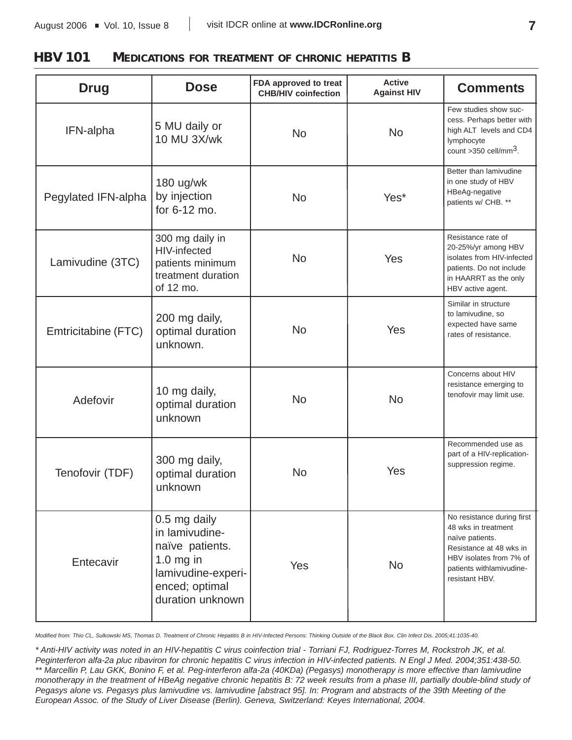## HBV 101 MEDICATIONS FOR TREATMENT OF CHRONIC HEPATITIS B

| Drug | Dose | FDA approved to treat CHB/HIV coinfection | Active Against HIV | Comments |
|---|---|---|---|---|
| IFN-alpha | 5 MU daily or 10 MU 3X/wk | No | No | Few studies show success. Perhaps better with high ALT levels and CD4 lymphocyte count >350 cell/mm$^3$. |
| Pegylated IFN-alpha | 180 ug/wk by injection for 6-12 mo. | No | Yes* | Better than lamivudine in one study of HBV HBeAg-negative patients w/ CHB. ** |
| Lamivudine (3TC) | 300 mg daily in HIV-infected patients minimum treatment duration of 12 mo. | No | Yes | Resistance rate of 20-25%/yr among HBV isolates from HIV-infected patients. Do not include in HAARRT as the only HBV active agent. |
| Emtricitabine (FTC) | 200 mg daily, optimal duration unknown. | No | Yes | Similar in structure to lamivudine, so expected have same rates of resistance. |
| Adefovir | 10 mg daily, optimal duration unknown | No | No | Concerns about HIV resistance emerging to tenofovir may limit use. |
| Tenofovir (TDF) | 300 mg daily, optimal duration unknown | No | Yes | Recommended use as part of a HIV-replication-suppression regime. |
| Entecavir | 0.5 mg daily in lamivudine-naïve patients. 1.0 mg in lamivudine-experienced; optimal duration unknown | Yes | No | No resistance during first 48 wks in treatment naïve patients. Resistance at 48 wks in HBV isolates from 7% of patients withlamivudine-resistant HBV. |

*Modified from: Thio CL, Sulkowski MS, Thomas D. Treatment of Chronic Hepatitis B in HIV-Infected Persons: Thinking Outside of the Black Box. Clin Infect Dis. 2005;41:1035-40.*

*\* Anti-HIV activity was noted in an HIV-hepatitis C virus coinfection trial - Torriani FJ, Rodriguez-Torres M, Rockstroh JK, et al. Peginterferon alfa-2a pluc ribaviron for chronic hepatitis C virus infection in HIV-infected patients. N Engl J Med. 2004;351:438-50.*
*\*\* Marcellin P, Lau GKK, Bonino F, et al. Peg-interferon alfa-2a (40KDa) (Pegasys) monotherapy is more effective than lamivudine monotherapy in the treatment of HBeAg negative chronic hepatitis B: 72 week results from a phase III, partially double-blind study of Pegasys alone vs. Pegasys plus lamivudine vs. lamivudine [abstract 95]. In: Program and abstracts of the 39th Meeting of the European Assoc. of the Study of Liver Disease (Berlin). Geneva, Switzerland: Keyes International, 2004.*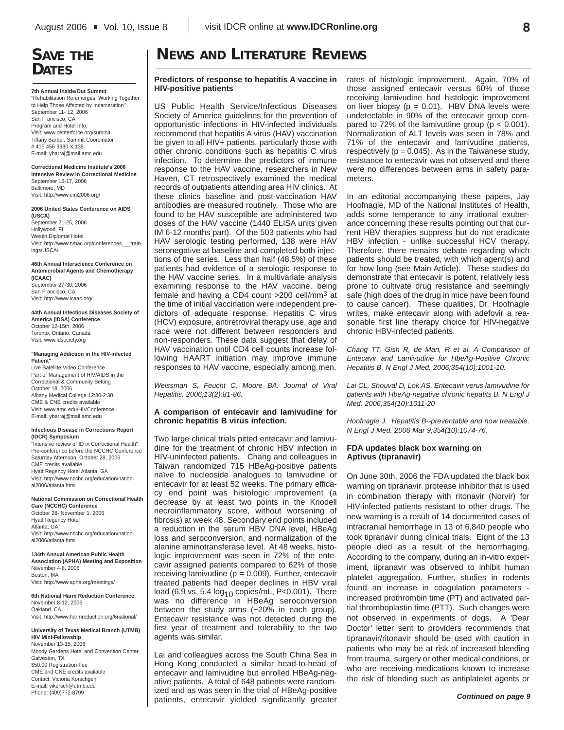# SAVE THE DATES

**7th Annual Inside/Out Summit**
"Rehabilitation Re-emerges: Working Together to Help Those Affected by Incarceration"
September 11- 12, 2006
San Francisco, CA
Program and Hotel Info:
Visit: www.centerforce.org/summit
Tiffany Barber, Summit Coordinator
# 415 456 9980 X 135
E-mail: ybarraj@mail.amc.edu

**Correctional Medicine Institute's 2006 Intensive Review in Correctional Medicine**
September 15-17, 2006
Baltimore, MD
Visit: http://www.cmi2006.org/

**2006 United States Conference on AIDS (USCA)**
September 21-25, 2006
Hollywood, FL
Westin Diplomat Hotel
Visit: http://www.nmac.org/conferences___trainings/USCA/

**46th Annual Interscience Conference on Antimicrobial Agents and Chemotherapy (ICAAC)**
September 27-30, 2006
San Francisco, CA
Visit: http://www.icaac.org/

**44th Annual Infectious Diseases Society of America (IDSA) Conference**
October 12-15th, 2006
Toronto, Ontario, Canada
Visit: www.idsociety.org

**"Managing Addiction in the HIV-infected Patient"**
Live Satellite Video Conference
Part of Management of HIV/AIDS in the Correctional & Community Setting
October 18, 2006
Albany Medical College 12:30-2:30
CME & CNE credits available
Visit: www.amc.edu/HIVConference
E-mail: ybarraj@mail.amc.edu

**Infectious Disease in Corrections Report (IDCR) Symposium**
"Intensive review of ID in Correctional Health"
Pre-conference before the NCCHC Conference
Saturday Afternoon, October 28, 2006
CME credits available
Hyatt Regency Hotel Atlanta, GA
Visit: http://www.ncchc.org/education/national2006/atlanta.html

**National Commission on Correctional Health Care (NCCHC) Conference**
October 28- November 1, 2006
Hyatt Regency Hotel
Atlanta, GA
Visit: http://www.ncchc.org/education/national2006/atlanta.html

**134th Annual American Public Health Association (APHA) Meeting and Exposition**
November 4-8, 2006
Boston, MA
Visit: http://www.apha.org/meetings/

**6th National Harm Reduction Conference**
November 8-12, 2006
Oakland, CA
Visit: http://www.harmreduction.org/6national/

**University of Texas Medical Branch (UTMB) HIV Mini-Fellowship**
November 13-15, 2006
Moody Gardens Hotel and Convention Center
Galveston, TX
$50.00 Registration Fee
CME and CNE credits available
Contact: Victoria Korschgen
E-mail: vikorsch@utmb.edu
Phone: (409)772-8799

# NEWS AND LITERATURE REVIEWS

### Predictors of response to hepatitis A vaccine in HIV-positive patients

US Public Health Service/Infectious Diseases Society of America guidelines for the prevention of opportunistic infections in HIV-infected individuals recommend that hepatitis A virus (HAV) vaccination be given to all HIV+ patients, particularly those with other chronic conditions such as hepatitis C virus infection. To determine the predictors of immune response to the HAV vaccine, researchers in New Haven, CT retrospectively examined the medical records of outpatients attending area HIV clinics. At these clinics baseline and post-vaccination HAV antibodies are measured routinely. Those who are found to be HAV susceptible are administered two doses of the HAV vaccine (1440 ELISA units given IM 6-12 months part). Of the 503 patients who had HAV serologic testing performed, 138 were HAV seronegative at baseline and completed both injections of the series. Less than half (48.5%) of these patients had evidence of a serologic response to the HAV vaccine series. In a multivariate analysis examining response to the HAV vaccine, being female and having a CD4 count >200 cell/mm$^3$ at the time of initial vaccination were independent predictors of adequate response. Hepatitis C virus (HCV) exposure, antiretroviral therapy use, age and race were not different between responders and non-responders. These data suggest that delay of HAV vaccination until CD4 cell counts increase following HAART initiation may improve immune responses to HAV vaccine, especially among men.

*Weissman S, Feucht C, Moore BA. Journal of Viral Hepatitis. 2006;13(2):81-86.*

### A comparison of entecavir and lamivudine for chronic hepatitis B virus infection.

Two large clinical trials pitted entecavir and lamivudine for the treatment of chronic HBV infection in HIV-uninfected patients. Chang and colleagues in Taiwan randomized 715 HBeAg-positive patients naïve to nucleoside analogues to lamivudine or entecavir for at least 52 weeks. The primary efficacy end point was histologic improvement (a decrease by at least two points in the Knodell necroinflammatory score, without worsening of fibrosis) at week 48. Secondary end points included a reduction in the serum HBV DNA level, HBeAg loss and seroconversion, and normalization of the alanine aminotransferase level. At 48 weeks, histologic improvement was seen in 72% of the entecavir assigned patients compared to 62% of those receiving lamivudine ($p = 0.009$). Further, entecavir treated patients had deeper declines in HBV viral load (6.9 vs. 5.4 $\log_{10}$ copies/mL, $P<0.001$). There was no difference in HBeAg seroconversion between the study arms (~20% in each group). Entecavir resistance was not detected during the first year of treatment and tolerability to the two agents was similar.

Lai and colleagues across the South China Sea in Hong Kong conducted a similar head-to-head of entecavir and lamivudine but enrolled HBeAg-negative patients. A total of 648 patients were randomized and as was seen in the trial of HBeAg-positive patients, entecavir yielded significantly greater rates of histologic improvement. Again, 70% of those assigned entecavir versus 60% of those receiving lamivudine had histologic improvement on liver biopsy ($p = 0.01$). HBV DNA levels were undetectable in 90% of the entecavir group compared to 72% of the lamivudine group ($p < 0.001$). Normalization of ALT levels was seen in 78% and 71% of the entecavir and lamivudine patients, respectively ($p = 0.045$). As in the Taiwanese study, resistance to entecavir was not observed and there were no differences between arms in safety parameters.

In an editorial accompanying these papers, Jay Hoofnagle, MD of the National Institutes of Health, adds some temperance to any irrational exuberance concerning these results pointing out that current HBV therapies suppress but do not eradicate HBV infection - unlike successful HCV therapy. Therefore, there remains debate regarding which patients should be treated, with which agent(s) and for how long (see Main Article). These studies do demonstrate that entecavir is potent, relatively less prone to cultivate drug resistance and seemingly safe (high does of the drug in mice have been found to cause cancer). These qualities, Dr. Hoofnagle writes, make entecavir along with adefovir a reasonable first line therapy choice for HIV-negative chronic HBV-infected patients.

*Chang TT, Gish R, de Man, R et al. A Comparison of Entecavir and Lamivudine for HbeAg-Positive Chronic Hepatitis B. N Engl J Med. 2006;354(10):1001-10.*

*Lai CL, Shouval D, Lok AS. Entecavir verus lamivudine for patients with HbeAg-negative chronic hepatits B. N Engl J Med. 2006;354(10):1011-20*

*Hoofnagle J. Hepatitis B--preventable and now treatable. N Engl J Med. 2006 Mar 9;354(10):1074-76.*

### FDA updates black box warning on Aptivus (tipranavir)

On June 30th, 2006 the FDA updated the black box warning on tipranavir protease inhibitor that is used in combination therapy with ritonavir (Norvir) for HIV-infected patients resistant to other drugs. The new warning is a result of 14 documented cases of intracranial hemorrhage in 13 of 6,840 people who took tipranavir during clinical trials. Eight of the 13 people died as a result of the hemorrhaging. According to the company, during an in-vitro experiment, tipranavir was observed to inhibit human platelet aggregation. Further, studies in rodents found an increase in coagulation parameters - increased prothrombin time (PT) and activated partial thromboplastin time (PTT). Such changes were not observed in experiments of dogs. A 'Dear Doctor' letter sent to providers recommends that tipranavir/ritonavir should be used with caution in patients who may be at risk of increased bleeding from trauma, surgery or other medical conditions, or who are receiving medications known to increase the risk of bleeding such as antiplatelet agents or

***Continued on page 9***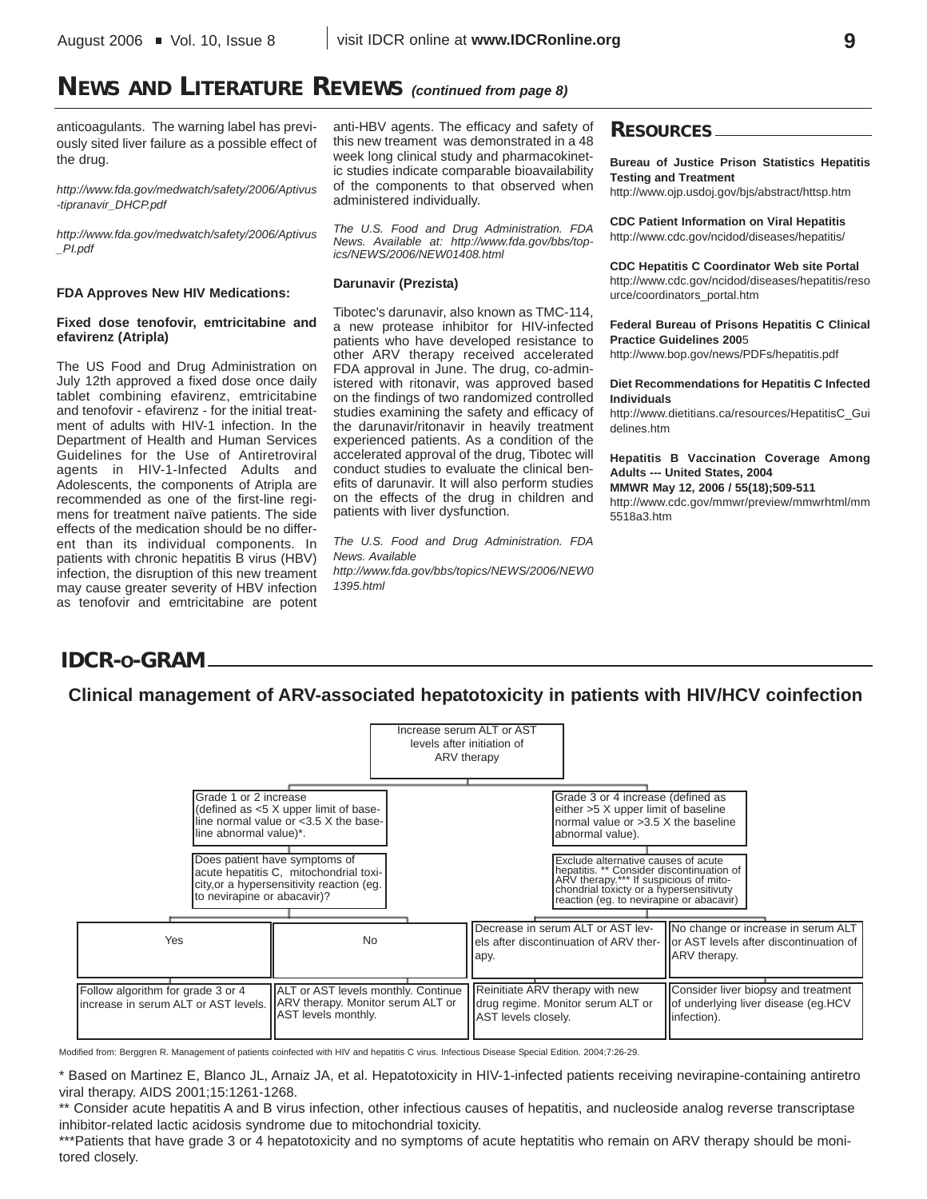# NEWS AND LITERATURE REVIEWS *(continued from page 8)*

anticoagulants. The warning label has previously sited liver failure as a possible effect of the drug.

*http://www.fda.gov/medwatch/safety/2006/Aptivus-tipranavir_DHCP.pdf*

*http://www.fda.gov/medwatch/safety/2006/Aptivus_PI.pdf*

**FDA Approves New HIV Medications:**

**Fixed dose tenofovir, emtricitabine and efavirenz (Atripla)**

The US Food and Drug Administration on July 12th approved a fixed dose once daily tablet combining efavirenz, emtricitabine and tenofovir - efavirenz - for the initial treatment of adults with HIV-1 infection. In the Department of Health and Human Services Guidelines for the Use of Antiretroviral agents in HIV-1-Infected Adults and Adolescents, the components of Atripla are recommended as one of the first-line regimens for treatment naïve patients. The side effects of the medication should be no different than its individual components. In patients with chronic hepatitis B virus (HBV) infection, the disruption of this new treament may cause greater severity of HBV infection as tenofovir and emtricitabine are potent anti-HBV agents. The efficacy and safety of this new treament was demonstrated in a 48 week long clinical study and pharmacokinetic studies indicate comparable bioavailability of the components to that observed when administered individually.

*The U.S. Food and Drug Administration. FDA News. Available at: http://www.fda.gov/bbs/topics/NEWS/2006/NEW01408.html*

**Darunavir (Prezista)**

Tibotec's darunavir, also known as TMC-114, a new protease inhibitor for HIV-infected patients who have developed resistance to other ARV therapy received accelerated FDA approval in June. The drug, co-administered with ritonavir, was approved based on the findings of two randomized controlled studies examining the safety and efficacy of the darunavir/ritonavir in heavily treatment experienced patients. As a condition of the accelerated approval of the drug, Tibotec will conduct studies to evaluate the clinical benefits of darunavir. It will also perform studies on the effects of the drug in children and patients with liver dysfunction.

*The U.S. Food and Drug Administration. FDA News. Available http://www.fda.gov/bbs/topics/NEWS/2006/NEW01395.html*

## RESOURCES

**Bureau of Justice Prison Statistics Hepatitis Testing and Treatment**
http://www.ojp.usdoj.gov/bjs/abstract/httsp.htm

**CDC Patient Information on Viral Hepatitis**
http://www.cdc.gov/ncidod/diseases/hepatitis/

**CDC Hepatitis C Coordinator Web site Portal**
http://www.cdc.gov/ncidod/diseases/hepatitis/resource/coordinators_portal.htm

**Federal Bureau of Prisons Hepatitis C Clinical Practice Guidelines 200**5
http://www.bop.gov/news/PDFs/hepatitis.pdf

**Diet Recommendations for Hepatitis C Infected Individuals**
http://www.dietitians.ca/resources/HepatitisC_Guidelines.htm

**Hepatitis B Vaccination Coverage Among Adults --- United States, 2004**
**MMWR May 12, 2006 / 55(18);509-511**
http://www.cdc.gov/mmwr/preview/mmwrhtml/mm5518a3.htm

## IDCR-O-GRAM

### Clinical management of ARV-associated hepatotoxicity in patients with HIV/HCV coinfection

Increase serum ALT or AST levels after initiation of ARV therapy

- Grade 1 or 2 increase (defined as <5 X upper limit of baseline normal value or <3.5 X the baseline abnormal value)*.
  - Does patient have symptoms of acute hepatitis C, mitochondrial toxicity,or a hypersensitivity reaction (eg. to nevirapine or abacavir)?
    - Yes → Follow algorithm for grade 3 or 4 increase in serum ALT or AST levels.
    - No → ALT or AST levels monthly. Continue ARV therapy. Monitor serum ALT or AST levels monthly.
- Grade 3 or 4 increase (defined as either >5 X upper limit of baseline normal value or >3.5 X the baseline abnormal value).
  - Exclude alternative causes of acute hepatitis. ** Consider discontinuation of ARV therapy.*** If suspicious of mitochondrial toxicty or a hypersensitivuty reaction (eg. to nevirapine or abacavir)
    - Decrease in serum ALT or AST levels after discontinuation of ARV therapy. → Reinitiate ARV therapy with new drug regime. Monitor serum ALT or AST levels closely.
    - No change or increase in serum ALT or AST levels after discontinuation of ARV therapy. → Consider liver biopsy and treatment of underlying liver disease (eg.HCV infection).

Modified from: Berggren R. Management of patients coinfected with HIV and hepatitis C virus. Infectious Disease Special Edition. 2004;7:26-29.

\* Based on Martinez E, Blanco JL, Arnaiz JA, et al. Hepatotoxicity in HIV-1-infected patients receiving nevirapine-containing antiretro viral therapy. AIDS 2001;15:1261-1268.

** Consider acute hepatitis A and B virus infection, other infectious causes of hepatitis, and nucleoside analog reverse transcriptase inhibitor-related lactic acidosis syndrome due to mitochondrial toxicity.

***Patients that have grade 3 or 4 hepatotoxicity and no symptoms of acute heptatitis who remain on ARV therapy should be monitored closely.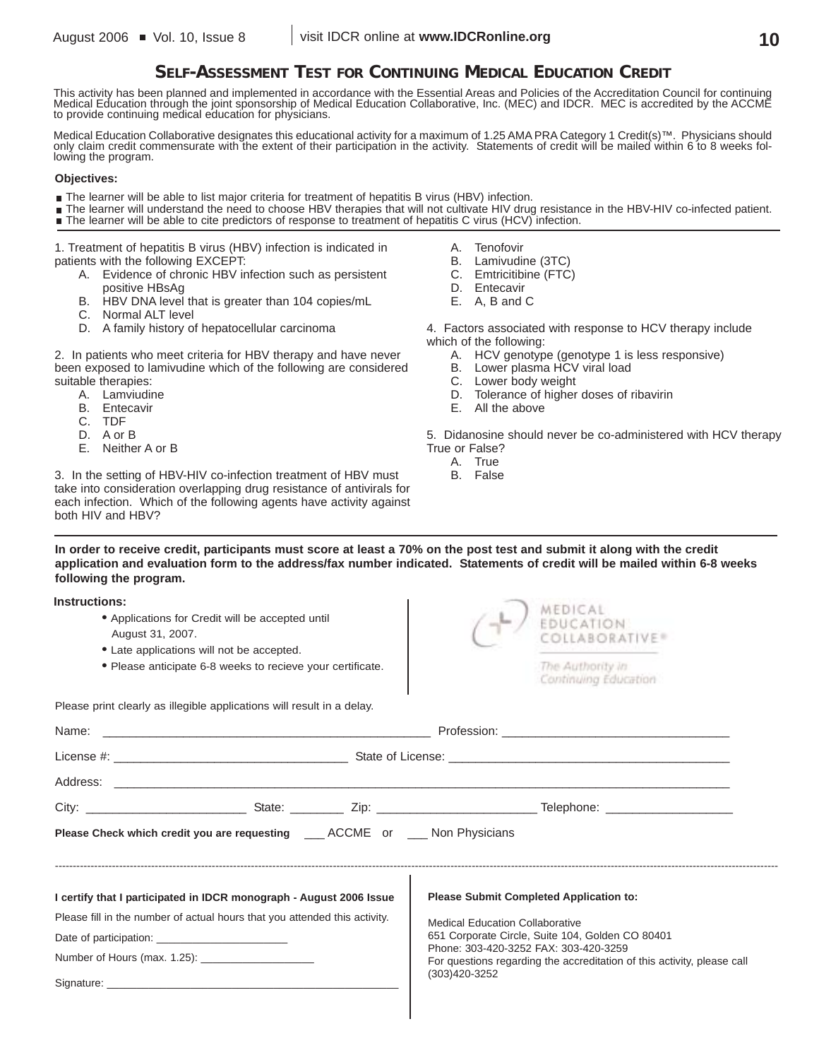## SELF-ASSESSMENT TEST FOR CONTINUING MEDICAL EDUCATION CREDIT

This activity has been planned and implemented in accordance with the Essential Areas and Policies of the Accreditation Council for continuing Medical Education through the joint sponsorship of Medical Education Collaborative, Inc. (MEC) and IDCR. MEC is accredited by the ACCME to provide continuing medical education for physicians.

Medical Education Collaborative designates this educational activity for a maximum of 1.25 AMA PRA Category 1 Credit(s)™. Physicians should only claim credit commensurate with the extent of their participation in the activity. Statements of credit will be mailed within 6 to 8 weeks following the program.

**Objectives:**

- The learner will be able to list major criteria for treatment of hepatitis B virus (HBV) infection.
- The learner will understand the need to choose HBV therapies that will not cultivate HIV drug resistance in the HBV-HIV co-infected patient.
- The learner will be able to cite predictors of response to treatment of hepatitis C virus (HCV) infection.

1. Treatment of hepatitis B virus (HBV) infection is indicated in patients with the following EXCEPT:
   A. Evidence of chronic HBV infection such as persistent positive HBsAg
   B. HBV DNA level that is greater than 104 copies/mL
   C. Normal ALT level
   D. A family history of hepatocellular carcinoma

2. In patients who meet criteria for HBV therapy and have never been exposed to lamivudine which of the following are considered suitable therapies:
   A. Lamviudine
   B. Entecavir
   C. TDF
   D. A or B
   E. Neither A or B

3. In the setting of HBV-HIV co-infection treatment of HBV must take into consideration overlapping drug resistance of antivirals for each infection. Which of the following agents have activity against both HIV and HBV?
   A. Tenofovir
   B. Lamivudine (3TC)
   C. Emtricitibine (FTC)
   D. Entecavir
   E. A, B and C

4. Factors associated with response to HCV therapy include which of the following:
   A. HCV genotype (genotype 1 is less responsive)
   B. Lower plasma HCV viral load
   C. Lower body weight
   D. Tolerance of higher doses of ribavirin
   E. All the above

5. Didanosine should never be co-administered with HCV therapy True or False?
   A. True
   B. False

**In order to receive credit, participants must score at least a 70% on the post test and submit it along with the credit application and evaluation form to the address/fax number indicated. Statements of credit will be mailed within 6-8 weeks following the program.**

**Instructions:**

- Applications for Credit will be accepted until August 31, 2007.
- Late applications will not be accepted.
- Please anticipate 6-8 weeks to recieve your certificate.

MEDICAL EDUCATION COLLABORATIVE®
The Authority in Continuing Education

Please print clearly as illegible applications will result in a delay.

Name: ______________________________ Profession: ______________________________

License #: ______________________________ State of License: ______________________________

Address: ____________________________________________________________

City: ____________________ State: ________ Zip: ____________________ Telephone: ____________________

**Please Check which credit you are requesting** ___ ACCME or ___ Non Physicians

---

**I certify that I participated in IDCR monograph - August 2006 Issue**

Please fill in the number of actual hours that you attended this activity.

Date of participation: ____________________

Number of Hours (max. 1.25): ____________________

Signature: ______________________________

**Please Submit Completed Application to:**

Medical Education Collaborative
651 Corporate Circle, Suite 104, Golden CO 80401
Phone: 303-420-3252 FAX: 303-420-3259
For questions regarding the accreditation of this activity, please call (303)420-3252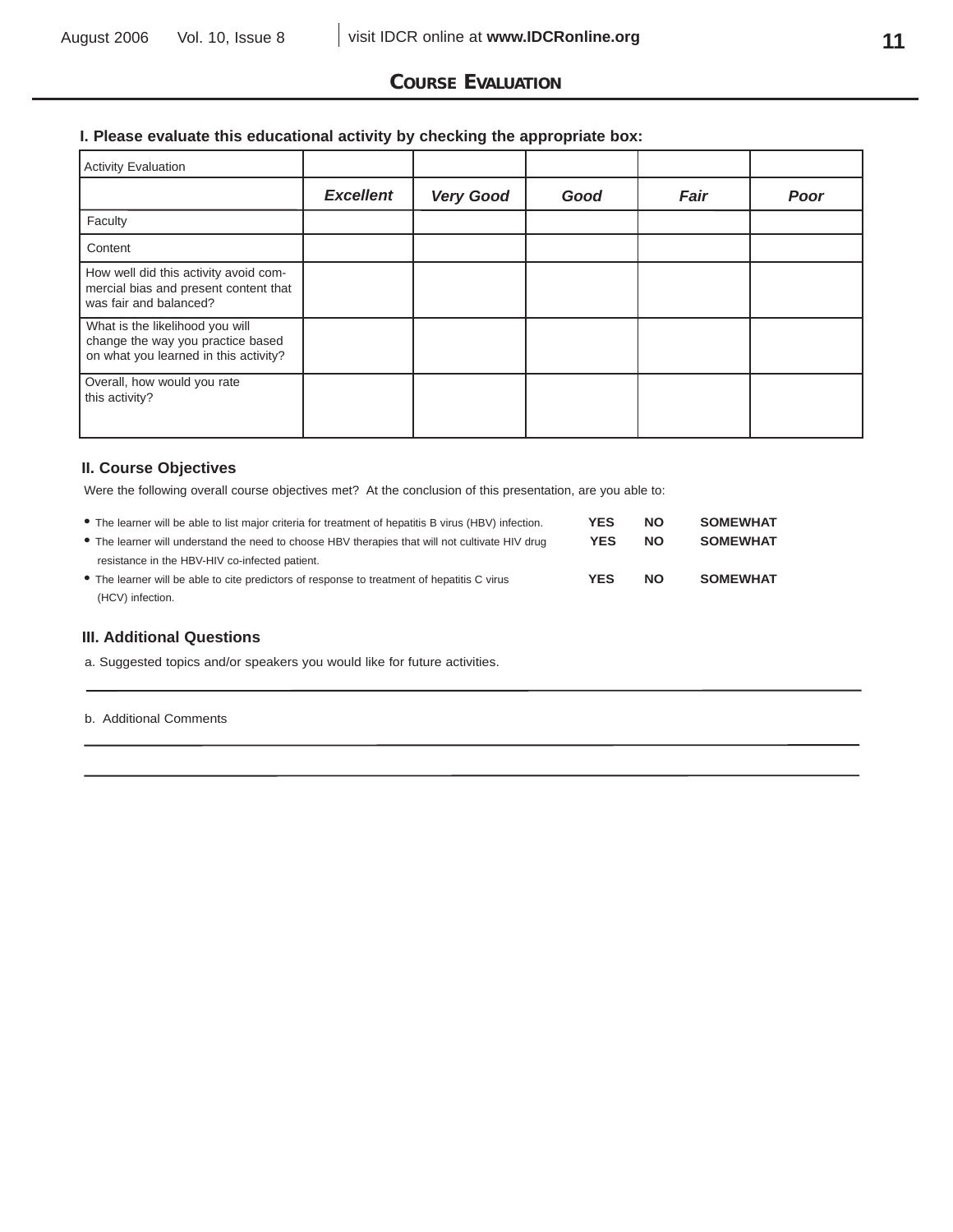## Course Evaluation

**I. Please evaluate this educational activity by checking the appropriate box:**

| Activity Evaluation | *Excellent* | *Very Good* | *Good* | *Fair* | *Poor* |
|---|---|---|---|---|---|
| Faculty | | | | | |
| Content | | | | | |
| How well did this activity avoid commercial bias and present content that was fair and balanced? | | | | | |
| What is the likelihood you will change the way you practice based on what you learned in this activity? | | | | | |
| Overall, how would you rate this activity? | | | | | |

**II. Course Objectives**

Were the following overall course objectives met? At the conclusion of this presentation, are you able to:

- The learner will be able to list major criteria for treatment of hepatitis B virus (HBV) infection. **YES NO SOMEWHAT**
- The learner will understand the need to choose HBV therapies that will not cultivate HIV drug resistance in the HBV-HIV co-infected patient. **YES NO SOMEWHAT**
- The learner will be able to cite predictors of response to treatment of hepatitis C virus (HCV) infection. **YES NO SOMEWHAT**

**III. Additional Questions**

a. Suggested topics and/or speakers you would like for future activities.

______________________________________________________________________

b. Additional Comments

______________________________________________________________________

______________________________________________________________________